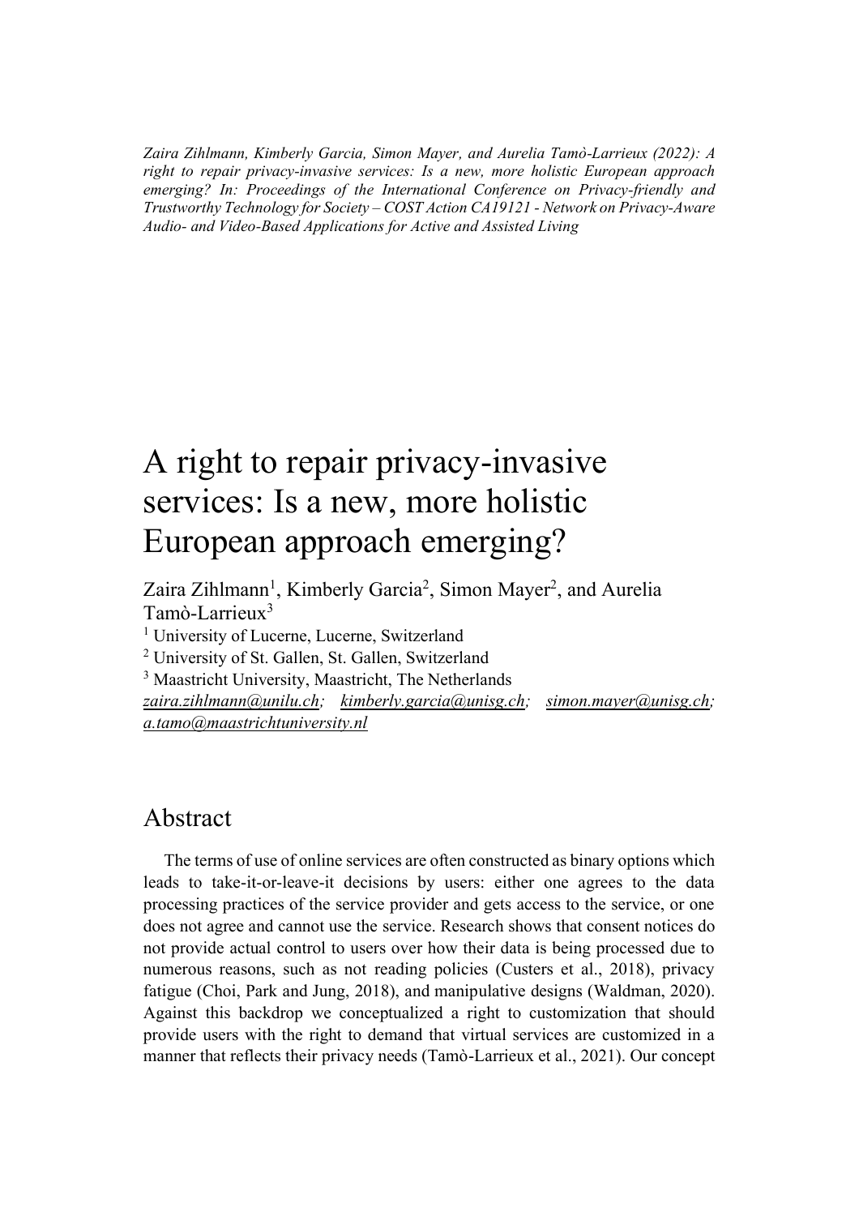*Zaira Zihlmann, Kimberly Garcia, Simon Mayer, and Aurelia Tamò-Larrieux (2022): A right to repair privacy-invasive services: Is a new, more holistic European approach emerging? In: Proceedings of the International Conference on Privacy-friendly and Trustworthy Technology for Society – COST Action CA19121 - Network on Privacy-Aware Audio- and Video-Based Applications for Active and Assisted Living*

# A right to repair privacy-invasive services: Is a new, more holistic European approach emerging?

Zaira Zihlmann[1], Kimberly Garcia[2], Simon Mayer[2], and Aurelia Tamò-Larrieux[3]

[1] University of Lucerne, Lucerne, Switzerland

[2] University of St. Gallen, St. Gallen, Switzerland

[3] Maastricht University, Maastricht, The Netherlands

zaira.zihlmann@unilu.ch; kimberly.garcia@unisg.ch; simon.mayer@unisg.ch; a.tamo@maastrichtuniversity.nl

## Abstract

The terms of use of online services are often constructed as binary options which leads to take-it-or-leave-it decisions by users: either one agrees to the data processing practices of the service provider and gets access to the service, or one does not agree and cannot use the service. Research shows that consent notices do not provide actual control to users over how their data is being processed due to numerous reasons, such as not reading policies (Custers et al., 2018), privacy fatigue (Choi, Park and Jung, 2018), and manipulative designs (Waldman, 2020). Against this backdrop we conceptualized a right to customization that should provide users with the right to demand that virtual services are customized in a manner that reflects their privacy needs (Tamò-Larrieux et al., 2021). Our concept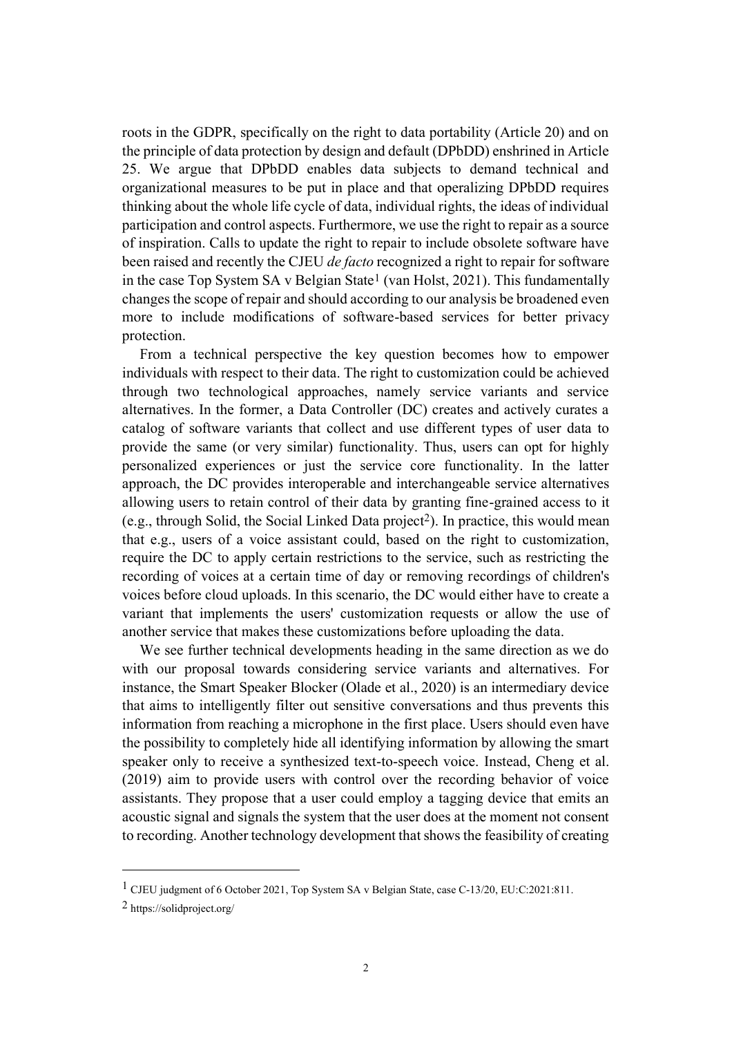roots in the GDPR, specifically on the right to data portability (Article 20) and on the principle of data protection by design and default (DPbDD) enshrined in Article 25. We argue that DPbDD enables data subjects to demand technical and organizational measures to be put in place and that operalizing DPbDD requires thinking about the whole life cycle of data, individual rights, the ideas of individual participation and control aspects. Furthermore, we use the right to repair as a source of inspiration. Calls to update the right to repair to include obsolete software have been raised and recently the CJEU *de facto* recognized a right to repair for software in the case Top System SA v Belgian State[1] (van Holst, 2021). This fundamentally changes the scope of repair and should according to our analysis be broadened even more to include modifications of software-based services for better privacy protection.

From a technical perspective the key question becomes how to empower individuals with respect to their data. The right to customization could be achieved through two technological approaches, namely service variants and service alternatives. In the former, a Data Controller (DC) creates and actively curates a catalog of software variants that collect and use different types of user data to provide the same (or very similar) functionality. Thus, users can opt for highly personalized experiences or just the service core functionality. In the latter approach, the DC provides interoperable and interchangeable service alternatives allowing users to retain control of their data by granting fine-grained access to it (e.g., through Solid, the Social Linked Data project[2]). In practice, this would mean that e.g., users of a voice assistant could, based on the right to customization, require the DC to apply certain restrictions to the service, such as restricting the recording of voices at a certain time of day or removing recordings of children's voices before cloud uploads. In this scenario, the DC would either have to create a variant that implements the users' customization requests or allow the use of another service that makes these customizations before uploading the data.

We see further technical developments heading in the same direction as we do with our proposal towards considering service variants and alternatives. For instance, the Smart Speaker Blocker (Olade et al., 2020) is an intermediary device that aims to intelligently filter out sensitive conversations and thus prevents this information from reaching a microphone in the first place. Users should even have the possibility to completely hide all identifying information by allowing the smart speaker only to receive a synthesized text-to-speech voice. Instead, Cheng et al. (2019) aim to provide users with control over the recording behavior of voice assistants. They propose that a user could employ a tagging device that emits an acoustic signal and signals the system that the user does at the moment not consent to recording. Another technology development that shows the feasibility of creating

---

[1] CJEU judgment of 6 October 2021, Top System SA v Belgian State, case C-13/20, EU:C:2021:811.

[2] https://solidproject.org/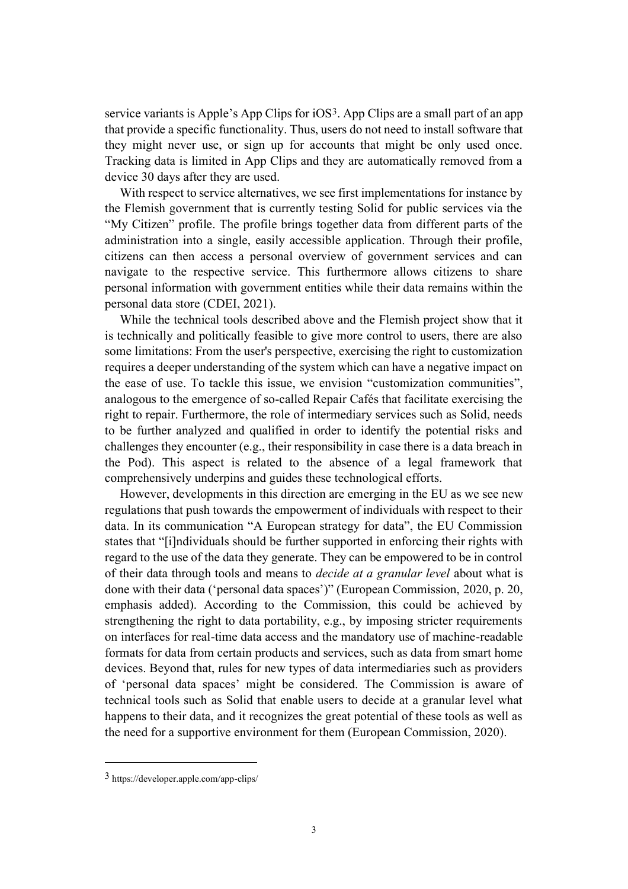service variants is Apple's App Clips for iOS[3]. App Clips are a small part of an app that provide a specific functionality. Thus, users do not need to install software that they might never use, or sign up for accounts that might be only used once. Tracking data is limited in App Clips and they are automatically removed from a device 30 days after they are used.

With respect to service alternatives, we see first implementations for instance by the Flemish government that is currently testing Solid for public services via the "My Citizen" profile. The profile brings together data from different parts of the administration into a single, easily accessible application. Through their profile, citizens can then access a personal overview of government services and can navigate to the respective service. This furthermore allows citizens to share personal information with government entities while their data remains within the personal data store (CDEI, 2021).

While the technical tools described above and the Flemish project show that it is technically and politically feasible to give more control to users, there are also some limitations: From the user's perspective, exercising the right to customization requires a deeper understanding of the system which can have a negative impact on the ease of use. To tackle this issue, we envision "customization communities", analogous to the emergence of so-called Repair Cafés that facilitate exercising the right to repair. Furthermore, the role of intermediary services such as Solid, needs to be further analyzed and qualified in order to identify the potential risks and challenges they encounter (e.g., their responsibility in case there is a data breach in the Pod). This aspect is related to the absence of a legal framework that comprehensively underpins and guides these technological efforts.

However, developments in this direction are emerging in the EU as we see new regulations that push towards the empowerment of individuals with respect to their data. In its communication "A European strategy for data", the EU Commission states that "[i]ndividuals should be further supported in enforcing their rights with regard to the use of the data they generate. They can be empowered to be in control of their data through tools and means to *decide at a granular level* about what is done with their data ('personal data spaces')" (European Commission, 2020, p. 20, emphasis added). According to the Commission, this could be achieved by strengthening the right to data portability, e.g., by imposing stricter requirements on interfaces for real-time data access and the mandatory use of machine-readable formats for data from certain products and services, such as data from smart home devices. Beyond that, rules for new types of data intermediaries such as providers of 'personal data spaces' might be considered. The Commission is aware of technical tools such as Solid that enable users to decide at a granular level what happens to their data, and it recognizes the great potential of these tools as well as the need for a supportive environment for them (European Commission, 2020).

---

[3] https://developer.apple.com/app-clips/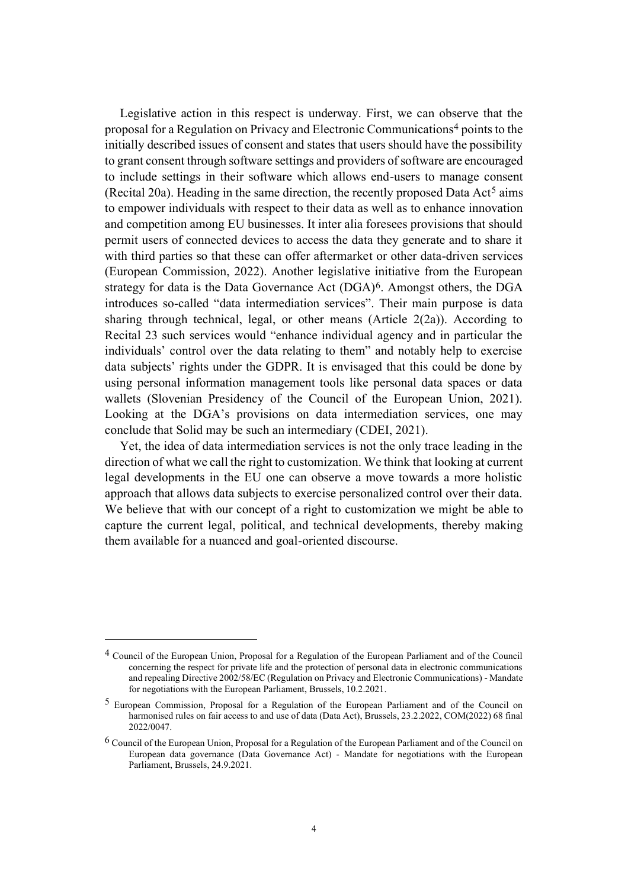Legislative action in this respect is underway. First, we can observe that the proposal for a Regulation on Privacy and Electronic Communications[4] points to the initially described issues of consent and states that users should have the possibility to grant consent through software settings and providers of software are encouraged to include settings in their software which allows end-users to manage consent (Recital 20a). Heading in the same direction, the recently proposed Data Act[5] aims to empower individuals with respect to their data as well as to enhance innovation and competition among EU businesses. It inter alia foresees provisions that should permit users of connected devices to access the data they generate and to share it with third parties so that these can offer aftermarket or other data-driven services (European Commission, 2022). Another legislative initiative from the European strategy for data is the Data Governance Act (DGA)[6]. Amongst others, the DGA introduces so-called "data intermediation services". Their main purpose is data sharing through technical, legal, or other means (Article 2(2a)). According to Recital 23 such services would "enhance individual agency and in particular the individuals' control over the data relating to them" and notably help to exercise data subjects' rights under the GDPR. It is envisaged that this could be done by using personal information management tools like personal data spaces or data wallets (Slovenian Presidency of the Council of the European Union, 2021). Looking at the DGA's provisions on data intermediation services, one may conclude that Solid may be such an intermediary (CDEI, 2021).

Yet, the idea of data intermediation services is not the only trace leading in the direction of what we call the right to customization. We think that looking at current legal developments in the EU one can observe a move towards a more holistic approach that allows data subjects to exercise personalized control over their data. We believe that with our concept of a right to customization we might be able to capture the current legal, political, and technical developments, thereby making them available for a nuanced and goal-oriented discourse.

---

[4] Council of the European Union, Proposal for a Regulation of the European Parliament and of the Council concerning the respect for private life and the protection of personal data in electronic communications and repealing Directive 2002/58/EC (Regulation on Privacy and Electronic Communications) - Mandate for negotiations with the European Parliament, Brussels, 10.2.2021.

[5] European Commission, Proposal for a Regulation of the European Parliament and of the Council on harmonised rules on fair access to and use of data (Data Act), Brussels, 23.2.2022, COM(2022) 68 final 2022/0047.

[6] Council of the European Union, Proposal for a Regulation of the European Parliament and of the Council on European data governance (Data Governance Act) - Mandate for negotiations with the European Parliament, Brussels, 24.9.2021.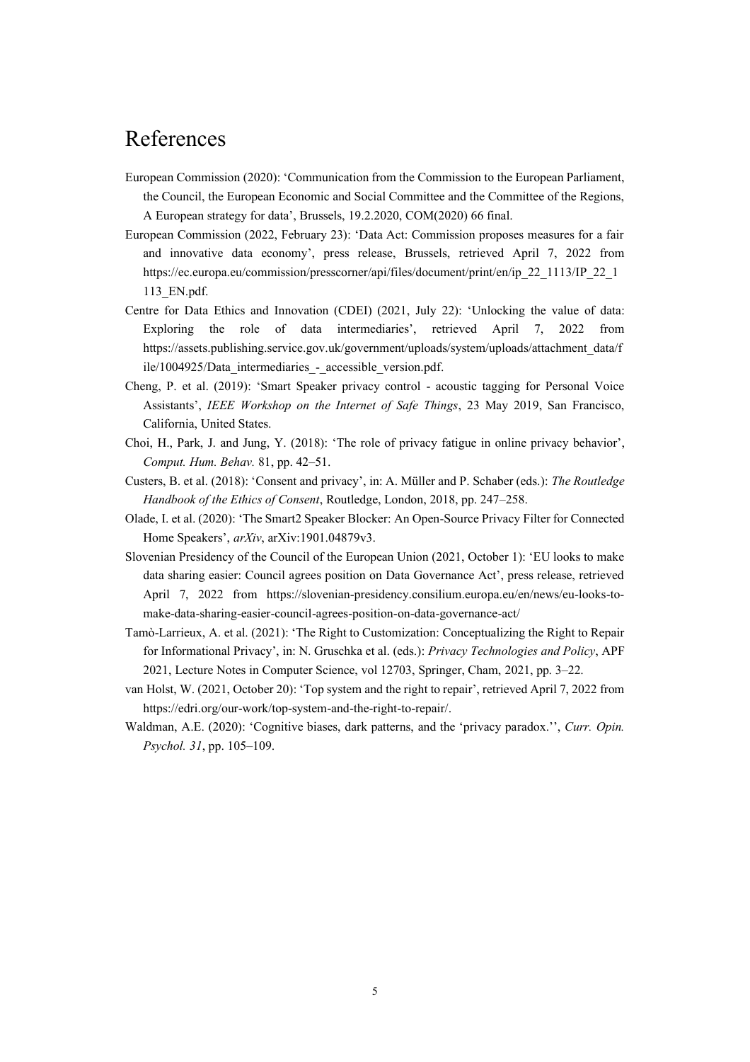# References

European Commission (2020): 'Communication from the Commission to the European Parliament, the Council, the European Economic and Social Committee and the Committee of the Regions, A European strategy for data', Brussels, 19.2.2020, COM(2020) 66 final.

European Commission (2022, February 23): 'Data Act: Commission proposes measures for a fair and innovative data economy', press release, Brussels, retrieved April 7, 2022 from https://ec.europa.eu/commission/presscorner/api/files/document/print/en/ip_22_1113/IP_22_1113_EN.pdf.

Centre for Data Ethics and Innovation (CDEI) (2021, July 22): 'Unlocking the value of data: Exploring the role of data intermediaries', retrieved April 7, 2022 from https://assets.publishing.service.gov.uk/government/uploads/system/uploads/attachment_data/file/1004925/Data_intermediaries_-_accessible_version.pdf.

Cheng, P. et al. (2019): 'Smart Speaker privacy control - acoustic tagging for Personal Voice Assistants', *IEEE Workshop on the Internet of Safe Things*, 23 May 2019, San Francisco, California, United States.

Choi, H., Park, J. and Jung, Y. (2018): 'The role of privacy fatigue in online privacy behavior', *Comput. Hum. Behav.* 81, pp. 42–51.

Custers, B. et al. (2018): 'Consent and privacy', in: A. Müller and P. Schaber (eds.): *The Routledge Handbook of the Ethics of Consent*, Routledge, London, 2018, pp. 247–258.

Olade, I. et al. (2020): 'The Smart2 Speaker Blocker: An Open-Source Privacy Filter for Connected Home Speakers', *arXiv*, arXiv:1901.04879v3.

Slovenian Presidency of the Council of the European Union (2021, October 1): 'EU looks to make data sharing easier: Council agrees position on Data Governance Act', press release, retrieved April 7, 2022 from https://slovenian-presidency.consilium.europa.eu/en/news/eu-looks-to-make-data-sharing-easier-council-agrees-position-on-data-governance-act/

Tamò-Larrieux, A. et al. (2021): 'The Right to Customization: Conceptualizing the Right to Repair for Informational Privacy', in: N. Gruschka et al. (eds.): *Privacy Technologies and Policy*, APF 2021, Lecture Notes in Computer Science, vol 12703, Springer, Cham, 2021, pp. 3–22.

van Holst, W. (2021, October 20): 'Top system and the right to repair', retrieved April 7, 2022 from https://edri.org/our-work/top-system-and-the-right-to-repair/.

Waldman, A.E. (2020): 'Cognitive biases, dark patterns, and the 'privacy paradox.'', *Curr. Opin. Psychol. 31*, pp. 105–109.